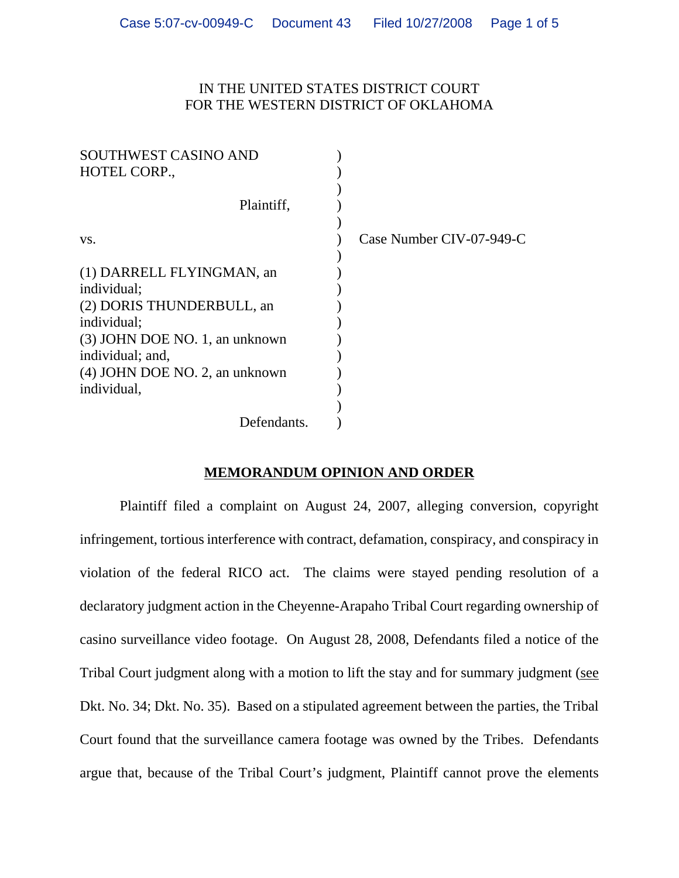IN THE UNITED STATES DISTRICT COURT
FOR THE WESTERN DISTRICT OF OKLAHOMA

SOUTHWEST CASINO AND HOTEL CORP.,

Plaintiff,

vs.

(1) DARRELL FLYINGMAN, an individual;
(2) DORIS THUNDERBULL, an individual;
(3) JOHN DOE NO. 1, an unknown individual; and,
(4) JOHN DOE NO. 2, an unknown individual,

Defendants.

Case Number CIV-07-949-C

## MEMORANDUM OPINION AND ORDER

Plaintiff filed a complaint on August 24, 2007, alleging conversion, copyright infringement, tortious interference with contract, defamation, conspiracy, and conspiracy in violation of the federal RICO act. The claims were stayed pending resolution of a declaratory judgment action in the Cheyenne-Arapaho Tribal Court regarding ownership of casino surveillance video footage. On August 28, 2008, Defendants filed a notice of the Tribal Court judgment along with a motion to lift the stay and for summary judgment (see Dkt. No. 34; Dkt. No. 35). Based on a stipulated agreement between the parties, the Tribal Court found that the surveillance camera footage was owned by the Tribes. Defendants argue that, because of the Tribal Court's judgment, Plaintiff cannot prove the elements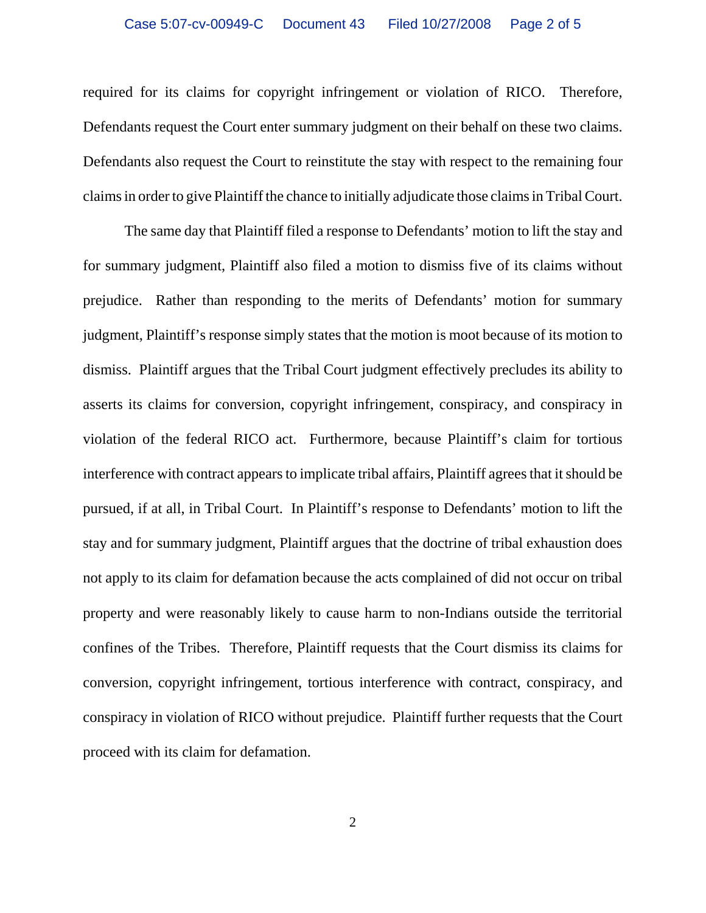required for its claims for copyright infringement or violation of RICO. Therefore, Defendants request the Court enter summary judgment on their behalf on these two claims. Defendants also request the Court to reinstitute the stay with respect to the remaining four claims in order to give Plaintiff the chance to initially adjudicate those claims in Tribal Court.

The same day that Plaintiff filed a response to Defendants' motion to lift the stay and for summary judgment, Plaintiff also filed a motion to dismiss five of its claims without prejudice. Rather than responding to the merits of Defendants' motion for summary judgment, Plaintiff's response simply states that the motion is moot because of its motion to dismiss. Plaintiff argues that the Tribal Court judgment effectively precludes its ability to asserts its claims for conversion, copyright infringement, conspiracy, and conspiracy in violation of the federal RICO act. Furthermore, because Plaintiff's claim for tortious interference with contract appears to implicate tribal affairs, Plaintiff agrees that it should be pursued, if at all, in Tribal Court. In Plaintiff's response to Defendants' motion to lift the stay and for summary judgment, Plaintiff argues that the doctrine of tribal exhaustion does not apply to its claim for defamation because the acts complained of did not occur on tribal property and were reasonably likely to cause harm to non-Indians outside the territorial confines of the Tribes. Therefore, Plaintiff requests that the Court dismiss its claims for conversion, copyright infringement, tortious interference with contract, conspiracy, and conspiracy in violation of RICO without prejudice. Plaintiff further requests that the Court proceed with its claim for defamation.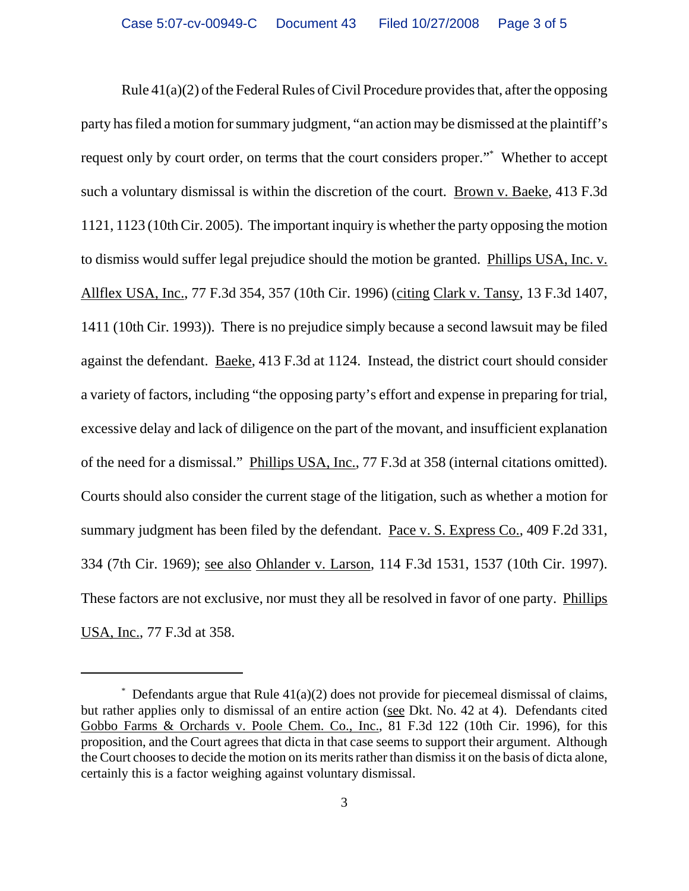Rule 41(a)(2) of the Federal Rules of Civil Procedure provides that, after the opposing party has filed a motion for summary judgment, "an action may be dismissed at the plaintiff's request only by court order, on terms that the court considers proper."[*] Whether to accept such a voluntary dismissal is within the discretion of the court. Brown v. Baeke, 413 F.3d 1121, 1123 (10th Cir. 2005). The important inquiry is whether the party opposing the motion to dismiss would suffer legal prejudice should the motion be granted. Phillips USA, Inc. v. Allflex USA, Inc., 77 F.3d 354, 357 (10th Cir. 1996) (citing Clark v. Tansy, 13 F.3d 1407, 1411 (10th Cir. 1993)). There is no prejudice simply because a second lawsuit may be filed against the defendant. Baeke, 413 F.3d at 1124. Instead, the district court should consider a variety of factors, including "the opposing party's effort and expense in preparing for trial, excessive delay and lack of diligence on the part of the movant, and insufficient explanation of the need for a dismissal." Phillips USA, Inc., 77 F.3d at 358 (internal citations omitted). Courts should also consider the current stage of the litigation, such as whether a motion for summary judgment has been filed by the defendant. Pace v. S. Express Co., 409 F.2d 331, 334 (7th Cir. 1969); see also Ohlander v. Larson, 114 F.3d 1531, 1537 (10th Cir. 1997). These factors are not exclusive, nor must they all be resolved in favor of one party. Phillips USA, Inc., 77 F.3d at 358.

---

[*] Defendants argue that Rule 41(a)(2) does not provide for piecemeal dismissal of claims, but rather applies only to dismissal of an entire action (see Dkt. No. 42 at 4). Defendants cited Gobbo Farms & Orchards v. Poole Chem. Co., Inc., 81 F.3d 122 (10th Cir. 1996), for this proposition, and the Court agrees that dicta in that case seems to support their argument. Although the Court chooses to decide the motion on its merits rather than dismiss it on the basis of dicta alone, certainly this is a factor weighing against voluntary dismissal.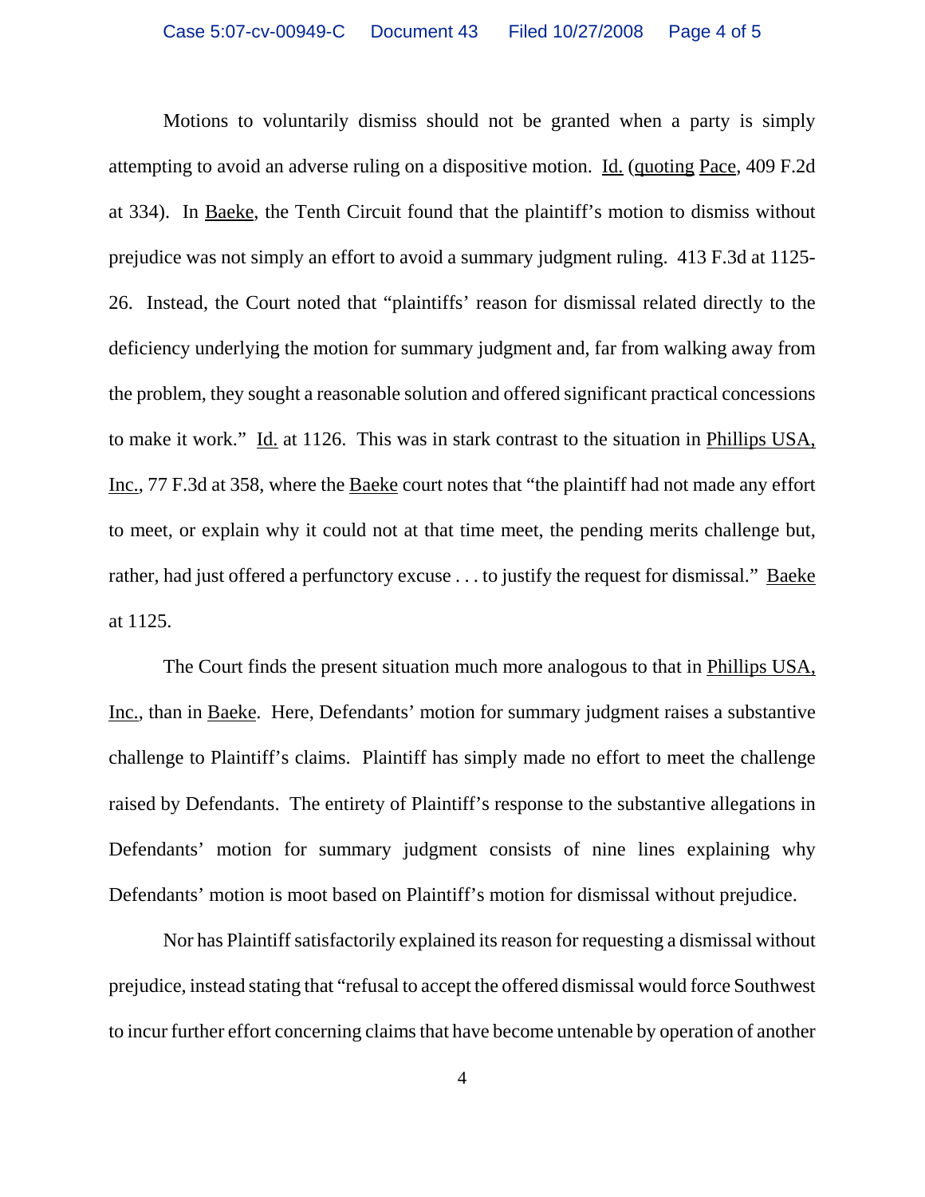Motions to voluntarily dismiss should not be granted when a party is simply attempting to avoid an adverse ruling on a dispositive motion. Id. (quoting Pace, 409 F.2d at 334). In Baeke, the Tenth Circuit found that the plaintiff's motion to dismiss without prejudice was not simply an effort to avoid a summary judgment ruling. 413 F.3d at 1125-26. Instead, the Court noted that "plaintiffs' reason for dismissal related directly to the deficiency underlying the motion for summary judgment and, far from walking away from the problem, they sought a reasonable solution and offered significant practical concessions to make it work." Id. at 1126. This was in stark contrast to the situation in Phillips USA, Inc., 77 F.3d at 358, where the Baeke court notes that "the plaintiff had not made any effort to meet, or explain why it could not at that time meet, the pending merits challenge but, rather, had just offered a perfunctory excuse . . . to justify the request for dismissal." Baeke at 1125.

The Court finds the present situation much more analogous to that in Phillips USA, Inc., than in Baeke. Here, Defendants' motion for summary judgment raises a substantive challenge to Plaintiff's claims. Plaintiff has simply made no effort to meet the challenge raised by Defendants. The entirety of Plaintiff's response to the substantive allegations in Defendants' motion for summary judgment consists of nine lines explaining why Defendants' motion is moot based on Plaintiff's motion for dismissal without prejudice.

Nor has Plaintiff satisfactorily explained its reason for requesting a dismissal without prejudice, instead stating that "refusal to accept the offered dismissal would force Southwest to incur further effort concerning claims that have become untenable by operation of another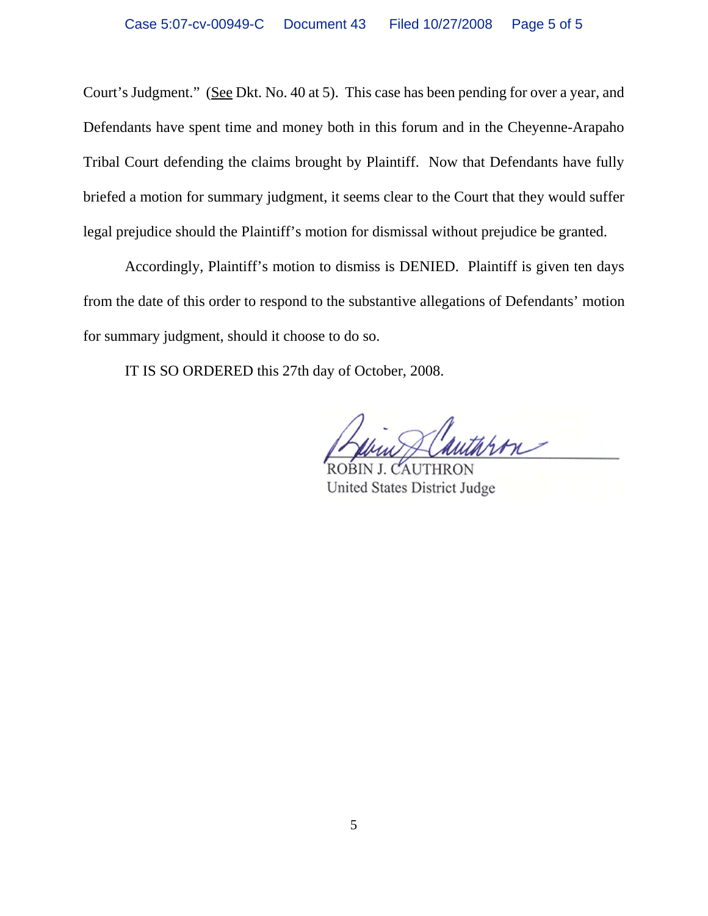Court's Judgment." (See Dkt. No. 40 at 5). This case has been pending for over a year, and Defendants have spent time and money both in this forum and in the Cheyenne-Arapaho Tribal Court defending the claims brought by Plaintiff. Now that Defendants have fully briefed a motion for summary judgment, it seems clear to the Court that they would suffer legal prejudice should the Plaintiff's motion for dismissal without prejudice be granted.

Accordingly, Plaintiff's motion to dismiss is DENIED. Plaintiff is given ten days from the date of this order to respond to the substantive allegations of Defendants' motion for summary judgment, should it choose to do so.

IT IS SO ORDERED this 27th day of October, 2008.

ROBIN J. CAUTHRON
United States District Judge